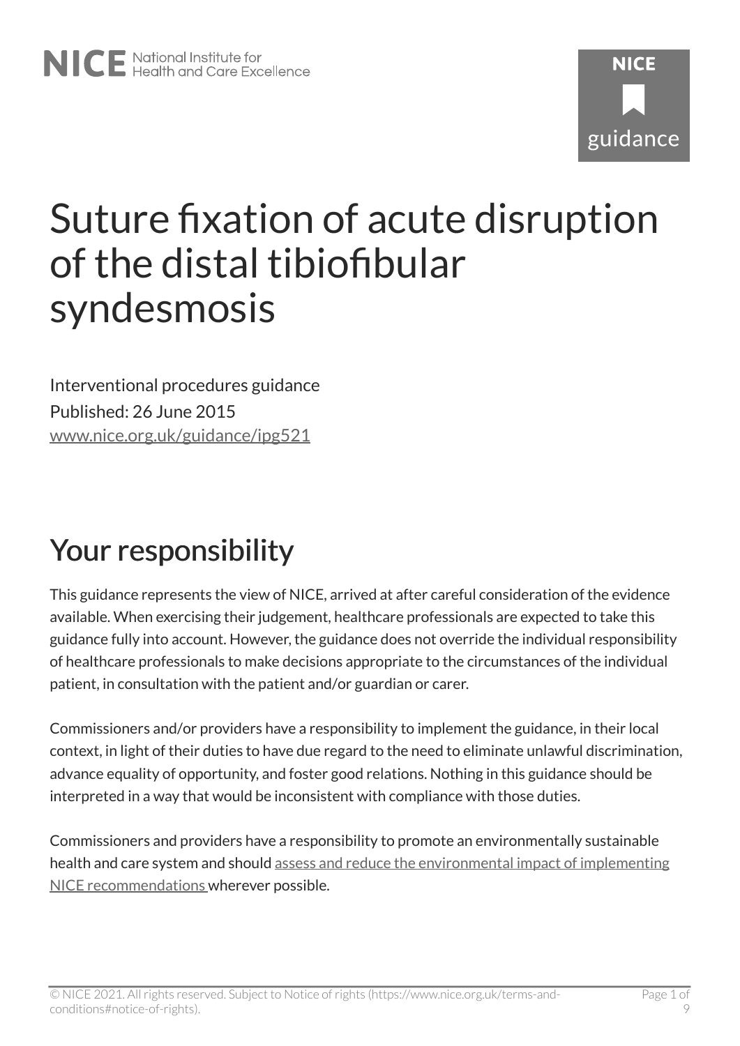# Suture fixation of acute disruption of the distal tibiofibular syndesmosis

Interventional procedures guidance

Published: 26 June 2015

[www.nice.org.uk/guidance/ipg521](www.nice.org.uk/guidance/ipg521)

## Your responsibility

This guidance represents the view of NICE, arrived at after careful consideration of the evidence available. When exercising their judgement, healthcare professionals are expected to take this guidance fully into account. However, the guidance does not override the individual responsibility of healthcare professionals to make decisions appropriate to the circumstances of the individual patient, in consultation with the patient and/or guardian or carer.

Commissioners and/or providers have a responsibility to implement the guidance, in their local context, in light of their duties to have due regard to the need to eliminate unlawful discrimination, advance equality of opportunity, and foster good relations. Nothing in this guidance should be interpreted in a way that would be inconsistent with compliance with those duties.

Commissioners and providers have a responsibility to promote an environmentally sustainable health and care system and should assess and reduce the environmental impact of implementing NICE recommendations wherever possible.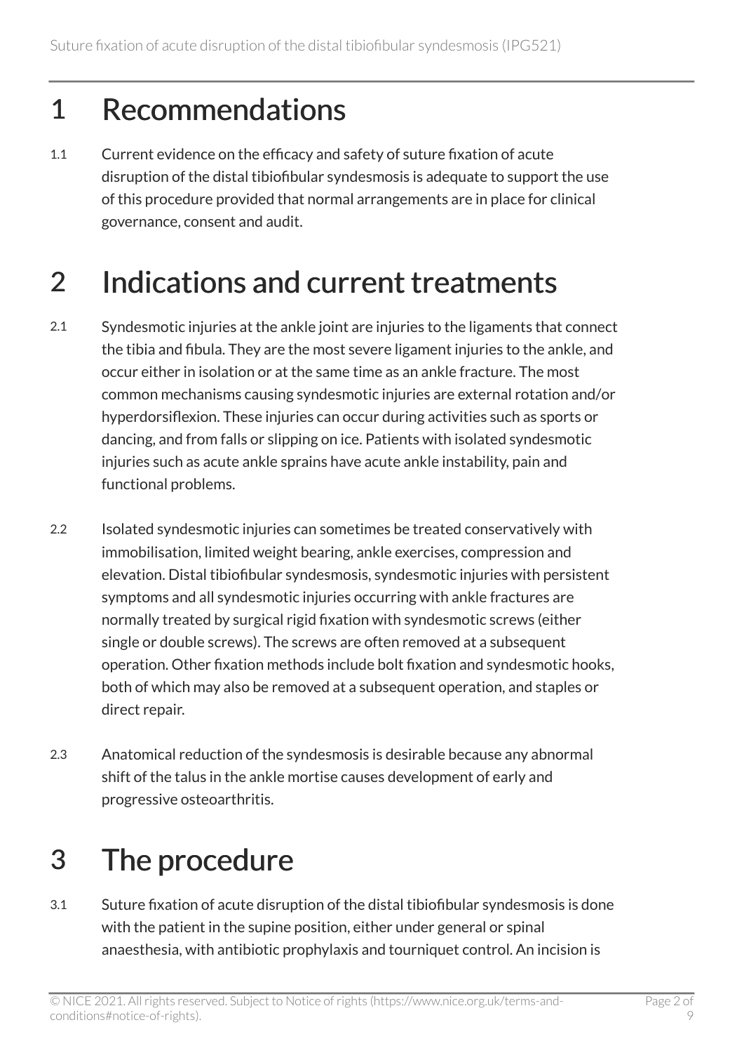# 1 Recommendations

1.1 Current evidence on the efficacy and safety of suture fixation of acute disruption of the distal tibiofibular syndesmosis is adequate to support the use of this procedure provided that normal arrangements are in place for clinical governance, consent and audit.

# 2 Indications and current treatments

2.1 Syndesmotic injuries at the ankle joint are injuries to the ligaments that connect the tibia and fibula. They are the most severe ligament injuries to the ankle, and occur either in isolation or at the same time as an ankle fracture. The most common mechanisms causing syndesmotic injuries are external rotation and/or hyperdorsiflexion. These injuries can occur during activities such as sports or dancing, and from falls or slipping on ice. Patients with isolated syndesmotic injuries such as acute ankle sprains have acute ankle instability, pain and functional problems.

2.2 Isolated syndesmotic injuries can sometimes be treated conservatively with immobilisation, limited weight bearing, ankle exercises, compression and elevation. Distal tibiofibular syndesmosis, syndesmotic injuries with persistent symptoms and all syndesmotic injuries occurring with ankle fractures are normally treated by surgical rigid fixation with syndesmotic screws (either single or double screws). The screws are often removed at a subsequent operation. Other fixation methods include bolt fixation and syndesmotic hooks, both of which may also be removed at a subsequent operation, and staples or direct repair.

2.3 Anatomical reduction of the syndesmosis is desirable because any abnormal shift of the talus in the ankle mortise causes development of early and progressive osteoarthritis.

# 3 The procedure

3.1 Suture fixation of acute disruption of the distal tibiofibular syndesmosis is done with the patient in the supine position, either under general or spinal anaesthesia, with antibiotic prophylaxis and tourniquet control. An incision is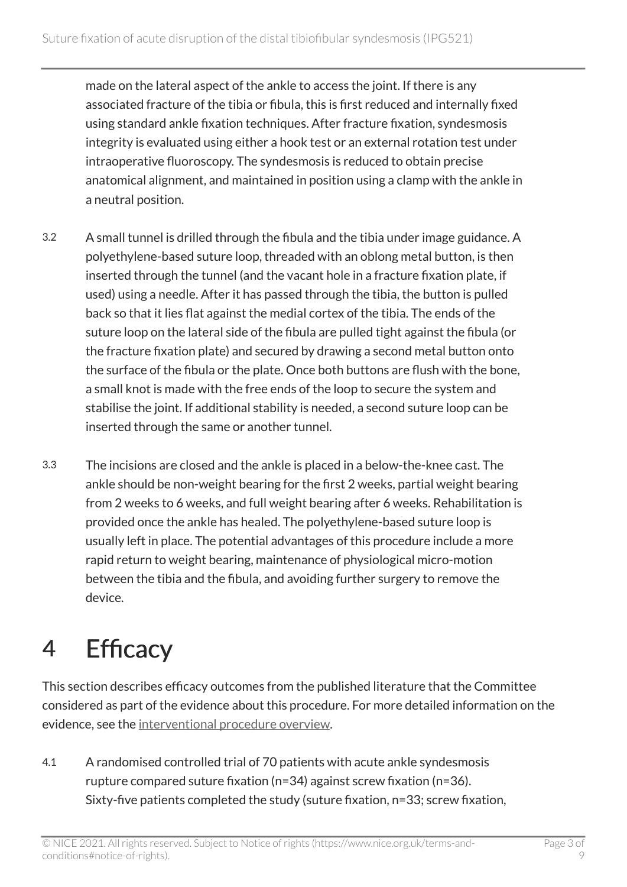made on the lateral aspect of the ankle to access the joint. If there is any associated fracture of the tibia or fibula, this is first reduced and internally fixed using standard ankle fixation techniques. After fracture fixation, syndesmosis integrity is evaluated using either a hook test or an external rotation test under intraoperative fluoroscopy. The syndesmosis is reduced to obtain precise anatomical alignment, and maintained in position using a clamp with the ankle in a neutral position.

3.2 A small tunnel is drilled through the fibula and the tibia under image guidance. A polyethylene-based suture loop, threaded with an oblong metal button, is then inserted through the tunnel (and the vacant hole in a fracture fixation plate, if used) using a needle. After it has passed through the tibia, the button is pulled back so that it lies flat against the medial cortex of the tibia. The ends of the suture loop on the lateral side of the fibula are pulled tight against the fibula (or the fracture fixation plate) and secured by drawing a second metal button onto the surface of the fibula or the plate. Once both buttons are flush with the bone, a small knot is made with the free ends of the loop to secure the system and stabilise the joint. If additional stability is needed, a second suture loop can be inserted through the same or another tunnel.

3.3 The incisions are closed and the ankle is placed in a below-the-knee cast. The ankle should be non-weight bearing for the first 2 weeks, partial weight bearing from 2 weeks to 6 weeks, and full weight bearing after 6 weeks. Rehabilitation is provided once the ankle has healed. The polyethylene-based suture loop is usually left in place. The potential advantages of this procedure include a more rapid return to weight bearing, maintenance of physiological micro-motion between the tibia and the fibula, and avoiding further surgery to remove the device.

# 4 Efficacy

This section describes efficacy outcomes from the published literature that the Committee considered as part of the evidence about this procedure. For more detailed information on the evidence, see the interventional procedure overview.

4.1 A randomised controlled trial of 70 patients with acute ankle syndesmosis rupture compared suture fixation (n=34) against screw fixation (n=36). Sixty-five patients completed the study (suture fixation, n=33; screw fixation,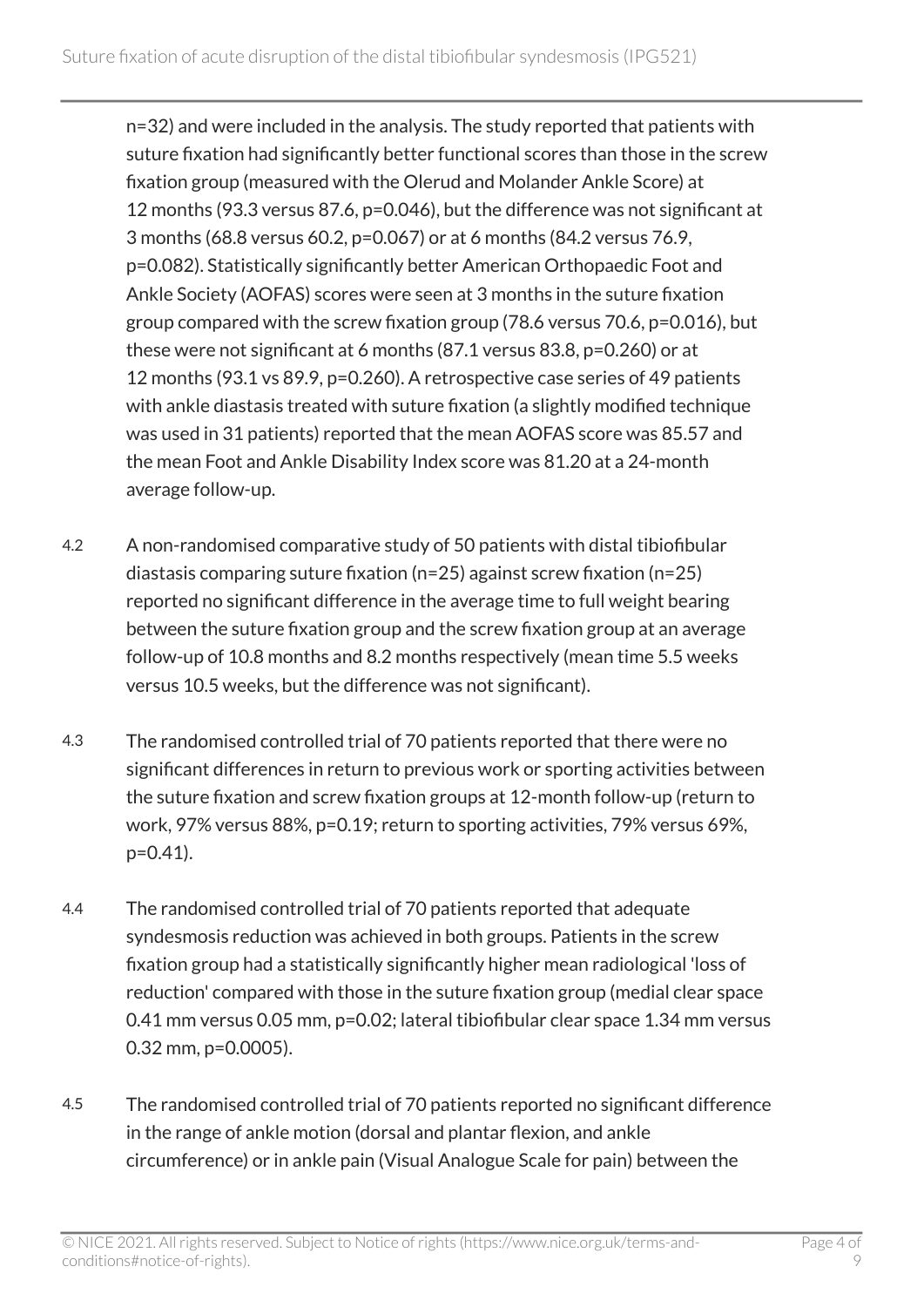n=32) and were included in the analysis. The study reported that patients with suture fixation had significantly better functional scores than those in the screw fixation group (measured with the Olerud and Molander Ankle Score) at 12 months (93.3 versus 87.6, p=0.046), but the difference was not significant at 3 months (68.8 versus 60.2, p=0.067) or at 6 months (84.2 versus 76.9, p=0.082). Statistically significantly better American Orthopaedic Foot and Ankle Society (AOFAS) scores were seen at 3 months in the suture fixation group compared with the screw fixation group (78.6 versus 70.6, p=0.016), but these were not significant at 6 months (87.1 versus 83.8, p=0.260) or at 12 months (93.1 vs 89.9, p=0.260). A retrospective case series of 49 patients with ankle diastasis treated with suture fixation (a slightly modified technique was used in 31 patients) reported that the mean AOFAS score was 85.57 and the mean Foot and Ankle Disability Index score was 81.20 at a 24-month average follow-up.

4.2 A non-randomised comparative study of 50 patients with distal tibiofibular diastasis comparing suture fixation (n=25) against screw fixation (n=25) reported no significant difference in the average time to full weight bearing between the suture fixation group and the screw fixation group at an average follow-up of 10.8 months and 8.2 months respectively (mean time 5.5 weeks versus 10.5 weeks, but the difference was not significant).

4.3 The randomised controlled trial of 70 patients reported that there were no significant differences in return to previous work or sporting activities between the suture fixation and screw fixation groups at 12-month follow-up (return to work, 97% versus 88%, p=0.19; return to sporting activities, 79% versus 69%, p=0.41).

4.4 The randomised controlled trial of 70 patients reported that adequate syndesmosis reduction was achieved in both groups. Patients in the screw fixation group had a statistically significantly higher mean radiological 'loss of reduction' compared with those in the suture fixation group (medial clear space 0.41 mm versus 0.05 mm, p=0.02; lateral tibiofibular clear space 1.34 mm versus 0.32 mm, p=0.0005).

4.5 The randomised controlled trial of 70 patients reported no significant difference in the range of ankle motion (dorsal and plantar flexion, and ankle circumference) or in ankle pain (Visual Analogue Scale for pain) between the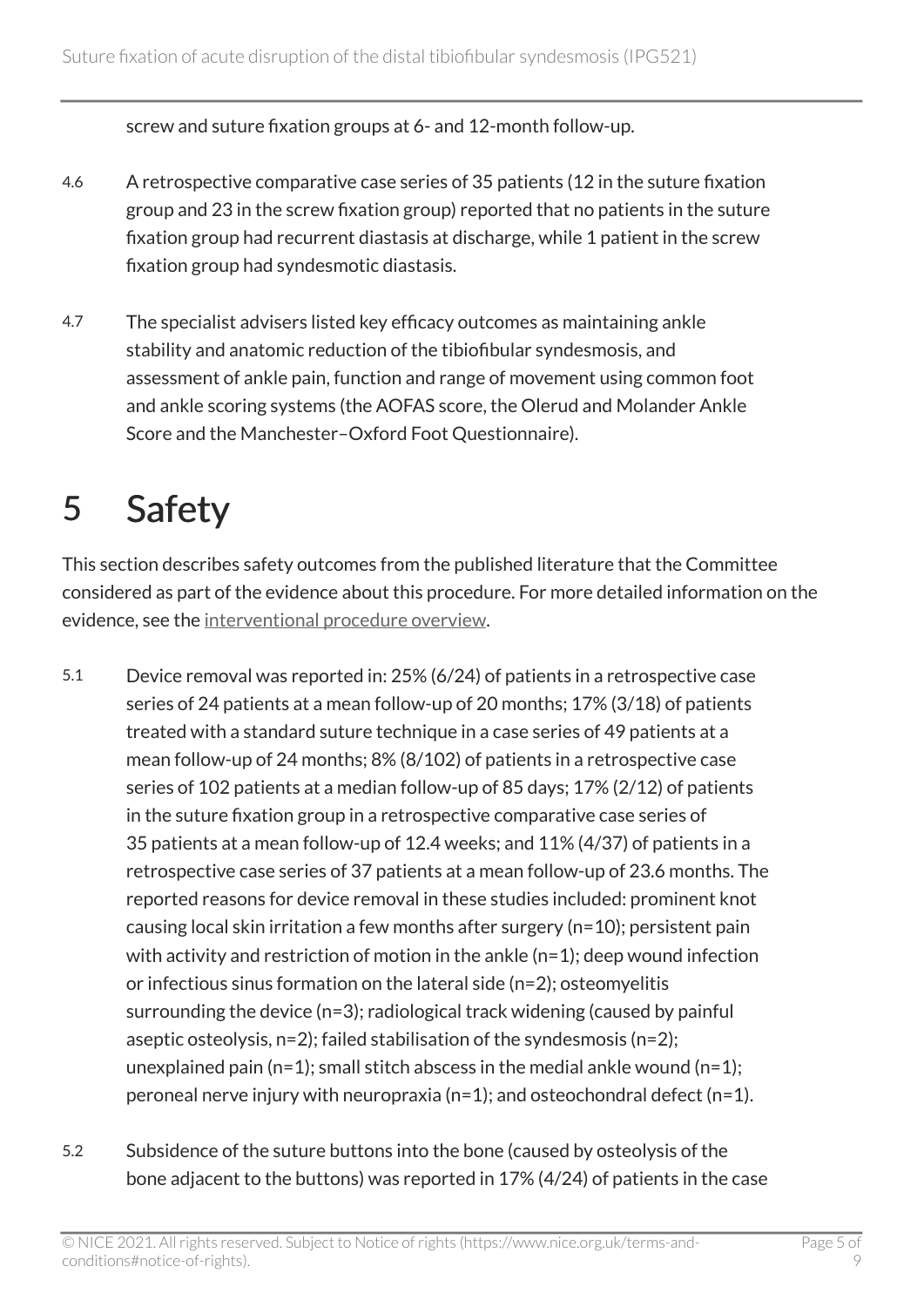screw and suture fixation groups at 6- and 12-month follow-up.

4.6 A retrospective comparative case series of 35 patients (12 in the suture fixation group and 23 in the screw fixation group) reported that no patients in the suture fixation group had recurrent diastasis at discharge, while 1 patient in the screw fixation group had syndesmotic diastasis.

4.7 The specialist advisers listed key efficacy outcomes as maintaining ankle stability and anatomic reduction of the tibiofibular syndesmosis, and assessment of ankle pain, function and range of movement using common foot and ankle scoring systems (the AOFAS score, the Olerud and Molander Ankle Score and the Manchester–Oxford Foot Questionnaire).

# 5 Safety

This section describes safety outcomes from the published literature that the Committee considered as part of the evidence about this procedure. For more detailed information on the evidence, see the interventional procedure overview.

5.1 Device removal was reported in: 25% (6/24) of patients in a retrospective case series of 24 patients at a mean follow-up of 20 months; 17% (3/18) of patients treated with a standard suture technique in a case series of 49 patients at a mean follow-up of 24 months; 8% (8/102) of patients in a retrospective case series of 102 patients at a median follow-up of 85 days; 17% (2/12) of patients in the suture fixation group in a retrospective comparative case series of 35 patients at a mean follow-up of 12.4 weeks; and 11% (4/37) of patients in a retrospective case series of 37 patients at a mean follow-up of 23.6 months. The reported reasons for device removal in these studies included: prominent knot causing local skin irritation a few months after surgery (n=10); persistent pain with activity and restriction of motion in the ankle (n=1); deep wound infection or infectious sinus formation on the lateral side (n=2); osteomyelitis surrounding the device (n=3); radiological track widening (caused by painful aseptic osteolysis, n=2); failed stabilisation of the syndesmosis (n=2); unexplained pain (n=1); small stitch abscess in the medial ankle wound (n=1); peroneal nerve injury with neuropraxia (n=1); and osteochondral defect (n=1).

5.2 Subsidence of the suture buttons into the bone (caused by osteolysis of the bone adjacent to the buttons) was reported in 17% (4/24) of patients in the case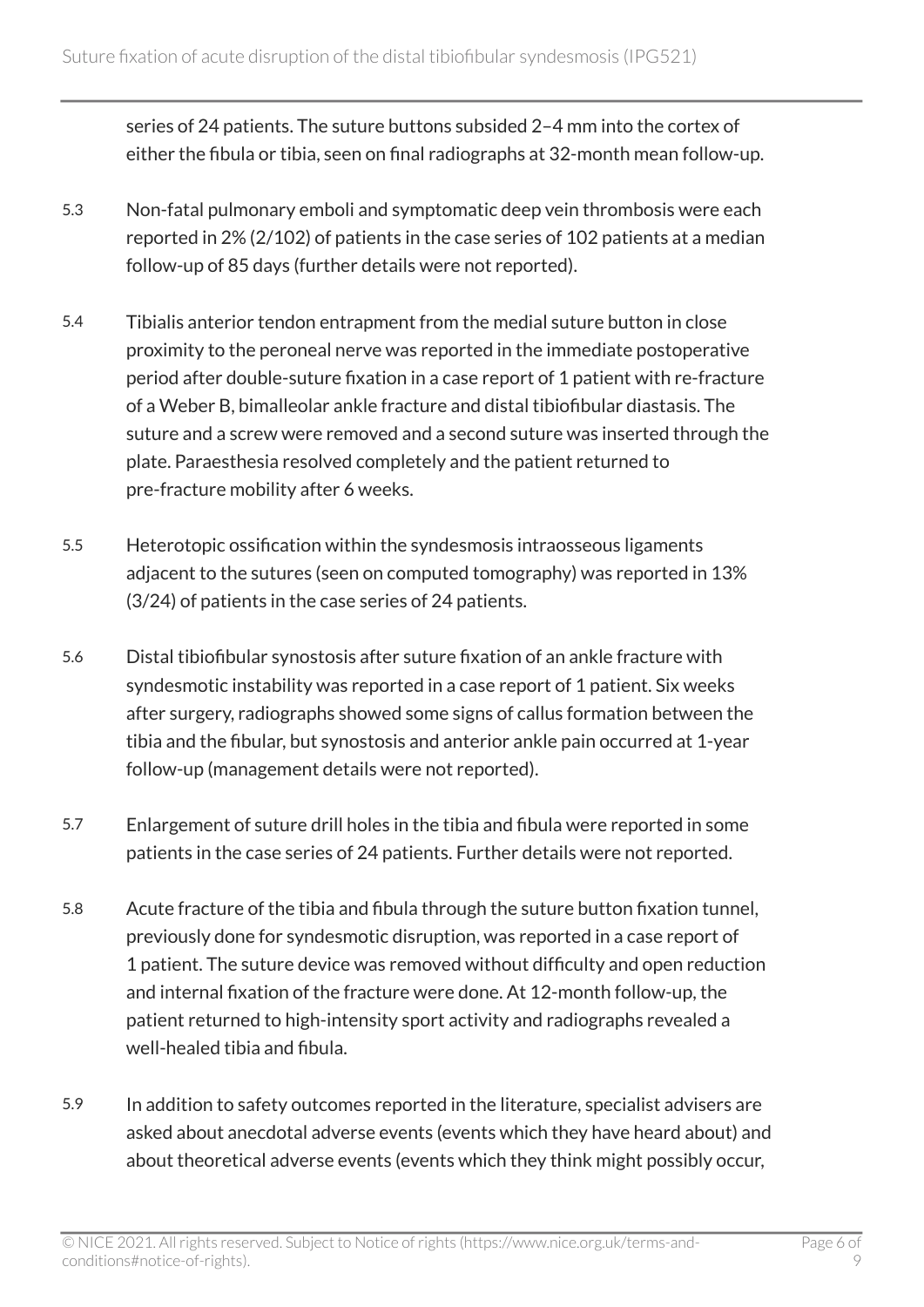series of 24 patients. The suture buttons subsided 2–4 mm into the cortex of either the fibula or tibia, seen on final radiographs at 32-month mean follow-up.

5.3 Non-fatal pulmonary emboli and symptomatic deep vein thrombosis were each reported in 2% (2/102) of patients in the case series of 102 patients at a median follow-up of 85 days (further details were not reported).

5.4 Tibialis anterior tendon entrapment from the medial suture button in close proximity to the peroneal nerve was reported in the immediate postoperative period after double-suture fixation in a case report of 1 patient with re-fracture of a Weber B, bimalleolar ankle fracture and distal tibiofibular diastasis. The suture and a screw were removed and a second suture was inserted through the plate. Paraesthesia resolved completely and the patient returned to pre-fracture mobility after 6 weeks.

5.5 Heterotopic ossification within the syndesmosis intraosseous ligaments adjacent to the sutures (seen on computed tomography) was reported in 13% (3/24) of patients in the case series of 24 patients.

5.6 Distal tibiofibular synostosis after suture fixation of an ankle fracture with syndesmotic instability was reported in a case report of 1 patient. Six weeks after surgery, radiographs showed some signs of callus formation between the tibia and the fibular, but synostosis and anterior ankle pain occurred at 1-year follow-up (management details were not reported).

5.7 Enlargement of suture drill holes in the tibia and fibula were reported in some patients in the case series of 24 patients. Further details were not reported.

5.8 Acute fracture of the tibia and fibula through the suture button fixation tunnel, previously done for syndesmotic disruption, was reported in a case report of 1 patient. The suture device was removed without difficulty and open reduction and internal fixation of the fracture were done. At 12-month follow-up, the patient returned to high-intensity sport activity and radiographs revealed a well-healed tibia and fibula.

5.9 In addition to safety outcomes reported in the literature, specialist advisers are asked about anecdotal adverse events (events which they have heard about) and about theoretical adverse events (events which they think might possibly occur,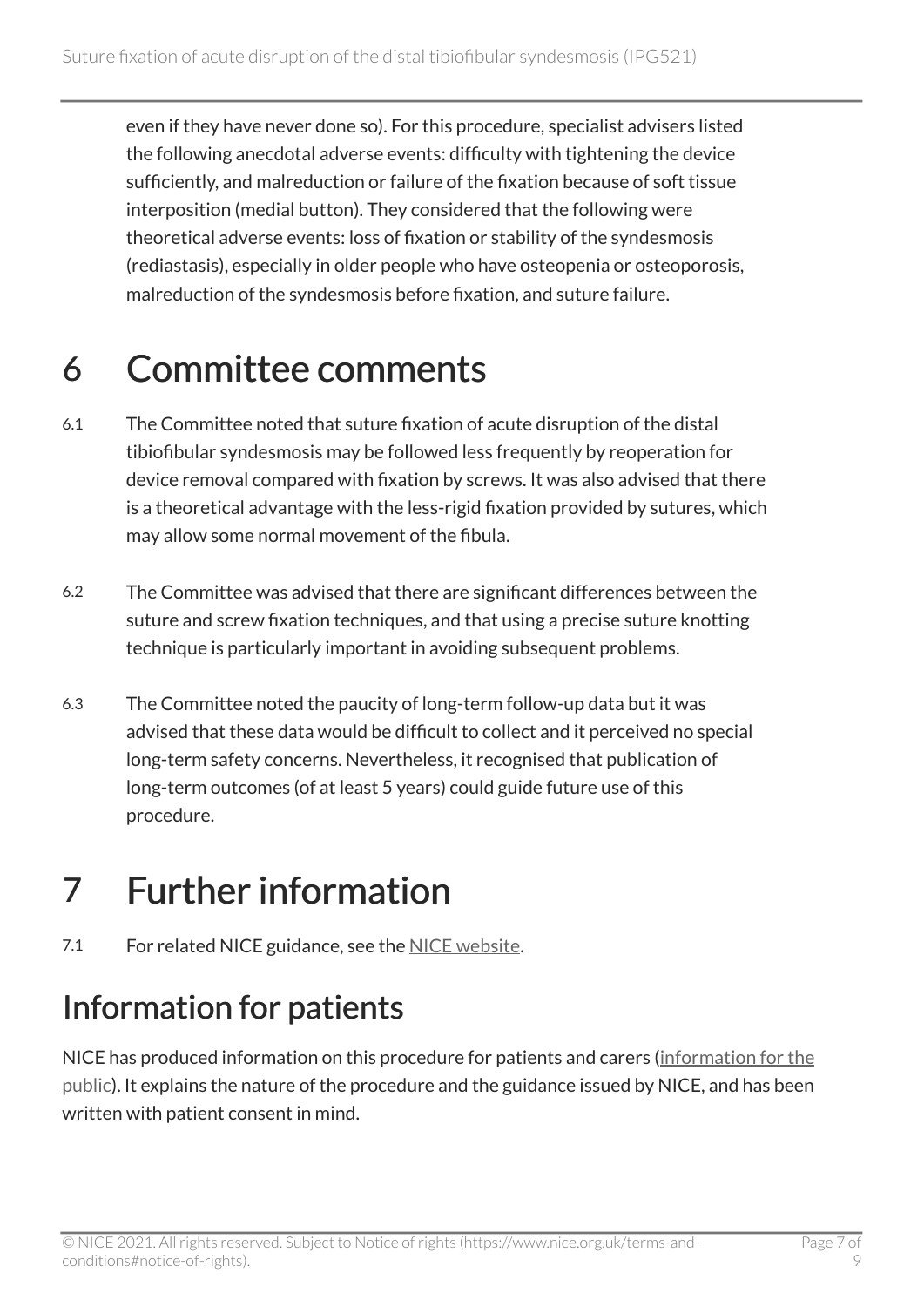even if they have never done so). For this procedure, specialist advisers listed the following anecdotal adverse events: difficulty with tightening the device sufficiently, and malreduction or failure of the fixation because of soft tissue interposition (medial button). They considered that the following were theoretical adverse events: loss of fixation or stability of the syndesmosis (rediastasis), especially in older people who have osteopenia or osteoporosis, malreduction of the syndesmosis before fixation, and suture failure.

# 6 Committee comments

6.1 The Committee noted that suture fixation of acute disruption of the distal tibiofibular syndesmosis may be followed less frequently by reoperation for device removal compared with fixation by screws. It was also advised that there is a theoretical advantage with the less-rigid fixation provided by sutures, which may allow some normal movement of the fibula.

6.2 The Committee was advised that there are significant differences between the suture and screw fixation techniques, and that using a precise suture knotting technique is particularly important in avoiding subsequent problems.

6.3 The Committee noted the paucity of long-term follow-up data but it was advised that these data would be difficult to collect and it perceived no special long-term safety concerns. Nevertheless, it recognised that publication of long-term outcomes (of at least 5 years) could guide future use of this procedure.

# 7 Further information

7.1 For related NICE guidance, see the NICE website.

## Information for patients

NICE has produced information on this procedure for patients and carers (information for the public). It explains the nature of the procedure and the guidance issued by NICE, and has been written with patient consent in mind.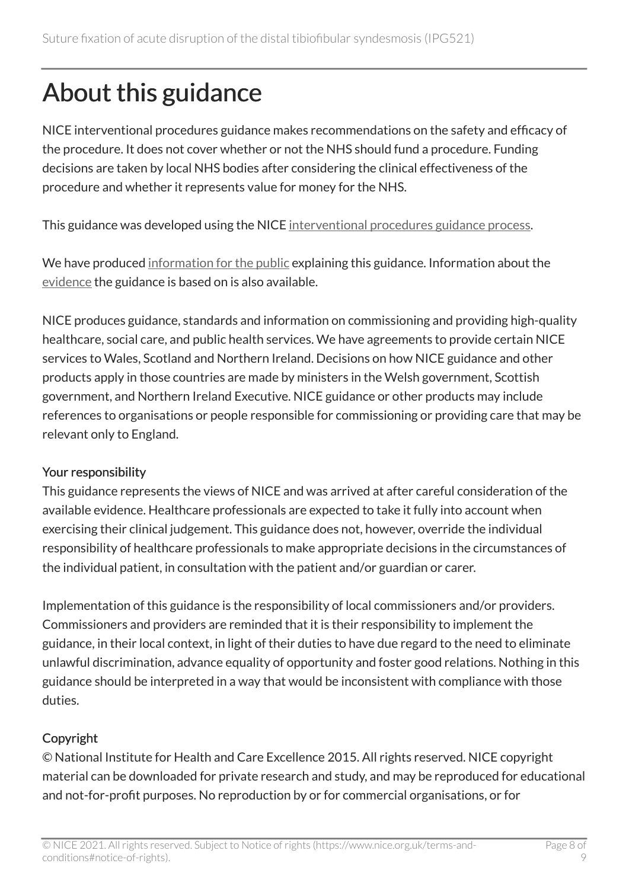# About this guidance

NICE interventional procedures guidance makes recommendations on the safety and efficacy of the procedure. It does not cover whether or not the NHS should fund a procedure. Funding decisions are taken by local NHS bodies after considering the clinical effectiveness of the procedure and whether it represents value for money for the NHS.

This guidance was developed using the NICE interventional procedures guidance process.

We have produced information for the public explaining this guidance. Information about the evidence the guidance is based on is also available.

NICE produces guidance, standards and information on commissioning and providing high-quality healthcare, social care, and public health services. We have agreements to provide certain NICE services to Wales, Scotland and Northern Ireland. Decisions on how NICE guidance and other products apply in those countries are made by ministers in the Welsh government, Scottish government, and Northern Ireland Executive. NICE guidance or other products may include references to organisations or people responsible for commissioning or providing care that may be relevant only to England.

**Your responsibility**

This guidance represents the views of NICE and was arrived at after careful consideration of the available evidence. Healthcare professionals are expected to take it fully into account when exercising their clinical judgement. This guidance does not, however, override the individual responsibility of healthcare professionals to make appropriate decisions in the circumstances of the individual patient, in consultation with the patient and/or guardian or carer.

Implementation of this guidance is the responsibility of local commissioners and/or providers. Commissioners and providers are reminded that it is their responsibility to implement the guidance, in their local context, in light of their duties to have due regard to the need to eliminate unlawful discrimination, advance equality of opportunity and foster good relations. Nothing in this guidance should be interpreted in a way that would be inconsistent with compliance with those duties.

**Copyright**

© National Institute for Health and Care Excellence 2015. All rights reserved. NICE copyright material can be downloaded for private research and study, and may be reproduced for educational and not-for-profit purposes. No reproduction by or for commercial organisations, or for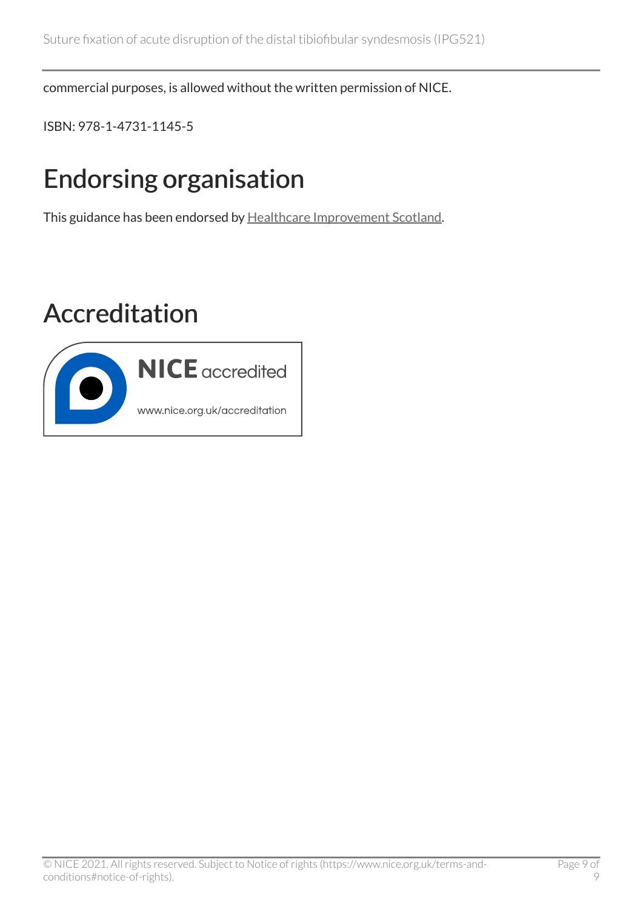commercial purposes, is allowed without the written permission of NICE.

ISBN: 978-1-4731-1145-5

# Endorsing organisation

This guidance has been endorsed by Healthcare Improvement Scotland.

# Accreditation

NICE accredited

www.nice.org.uk/accreditation